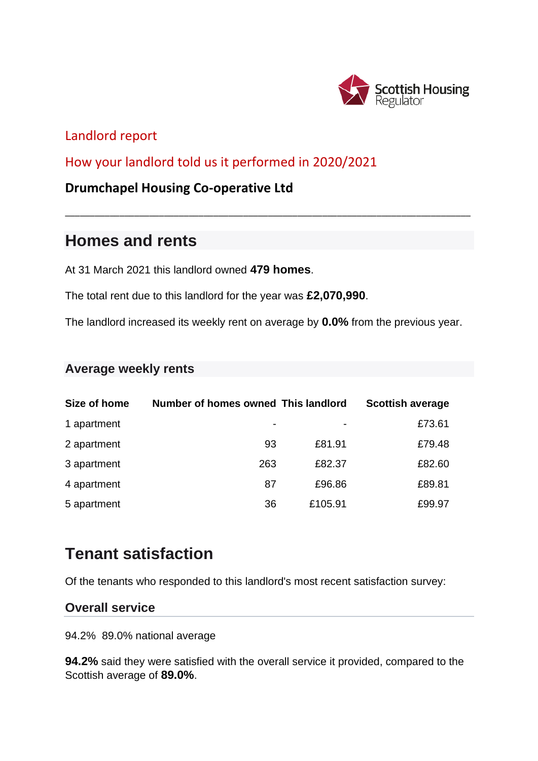Scottish Housing Regulator

Landlord report

How your landlord told us it performed in 2020/2021

**Drumchapel Housing Co-operative Ltd**

---

## Homes and rents

At 31 March 2021 this landlord owned **479 homes**.

The total rent due to this landlord for the year was **£2,070,990**.

The landlord increased its weekly rent on average by **0.0%** from the previous year.

### Average weekly rents

| Size of home | Number of homes owned | This landlord | Scottish average |
|---|---|---|---|
| 1 apartment | - | - | £73.61 |
| 2 apartment | 93 | £81.91 | £79.48 |
| 3 apartment | 263 | £82.37 | £82.60 |
| 4 apartment | 87 | £96.86 | £89.81 |
| 5 apartment | 36 | £105.91 | £99.97 |

## Tenant satisfaction

Of the tenants who responded to this landlord's most recent satisfaction survey:

### Overall service

94.2% 89.0% national average

**94.2%** said they were satisfied with the overall service it provided, compared to the Scottish average of **89.0%**.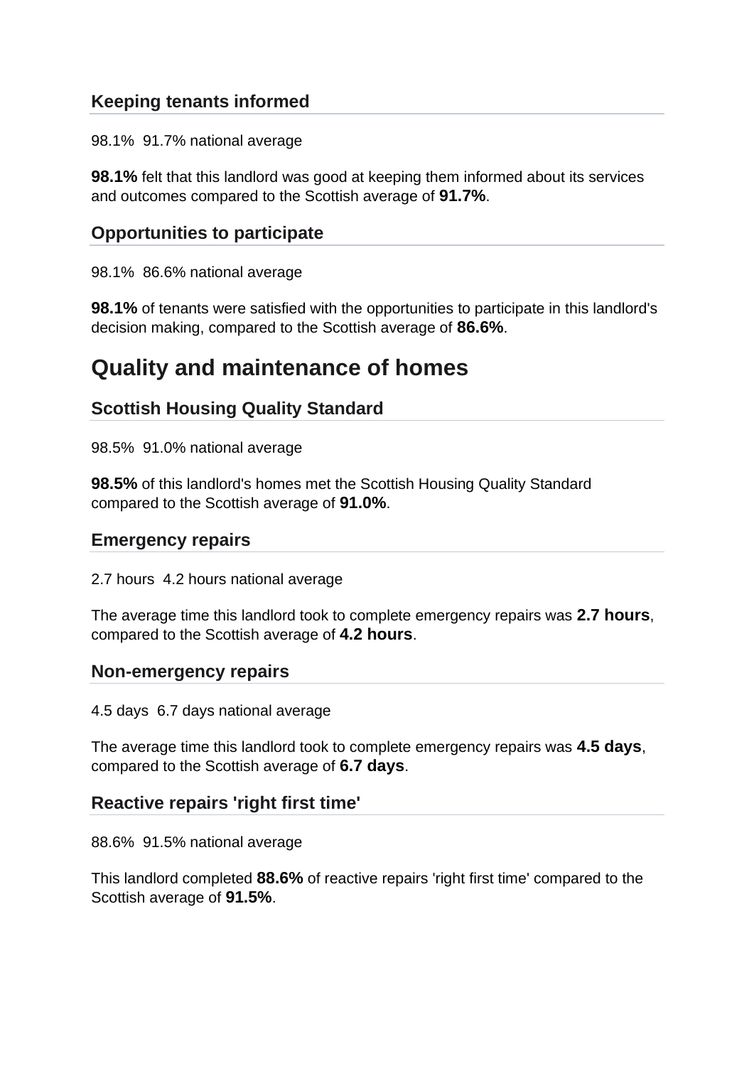### Keeping tenants informed

98.1%  91.7% national average

**98.1%** felt that this landlord was good at keeping them informed about its services and outcomes compared to the Scottish average of **91.7%**.

### Opportunities to participate

98.1%  86.6% national average

**98.1%** of tenants were satisfied with the opportunities to participate in this landlord's decision making, compared to the Scottish average of **86.6%**.

## Quality and maintenance of homes

### Scottish Housing Quality Standard

98.5%  91.0% national average

**98.5%** of this landlord's homes met the Scottish Housing Quality Standard compared to the Scottish average of **91.0%**.

### Emergency repairs

2.7 hours  4.2 hours national average

The average time this landlord took to complete emergency repairs was **2.7 hours**, compared to the Scottish average of **4.2 hours**.

### Non-emergency repairs

4.5 days  6.7 days national average

The average time this landlord took to complete emergency repairs was **4.5 days**, compared to the Scottish average of **6.7 days**.

### Reactive repairs 'right first time'

88.6%  91.5% national average

This landlord completed **88.6%** of reactive repairs 'right first time' compared to the Scottish average of **91.5%**.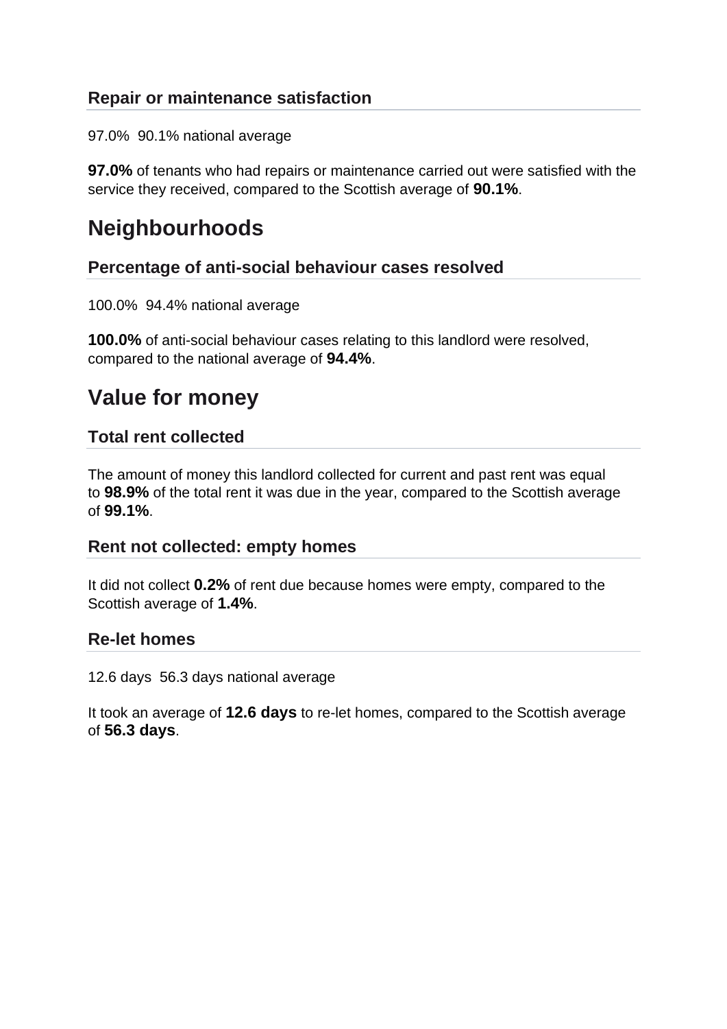### Repair or maintenance satisfaction

97.0%  90.1% national average

**97.0%** of tenants who had repairs or maintenance carried out were satisfied with the service they received, compared to the Scottish average of **90.1%**.

## Neighbourhoods

### Percentage of anti-social behaviour cases resolved

100.0%  94.4% national average

**100.0%** of anti-social behaviour cases relating to this landlord were resolved, compared to the national average of **94.4%**.

## Value for money

### Total rent collected

The amount of money this landlord collected for current and past rent was equal to **98.9%** of the total rent it was due in the year, compared to the Scottish average of **99.1%**.

### Rent not collected: empty homes

It did not collect **0.2%** of rent due because homes were empty, compared to the Scottish average of **1.4%**.

### Re-let homes

12.6 days  56.3 days national average

It took an average of **12.6 days** to re-let homes, compared to the Scottish average of **56.3 days**.